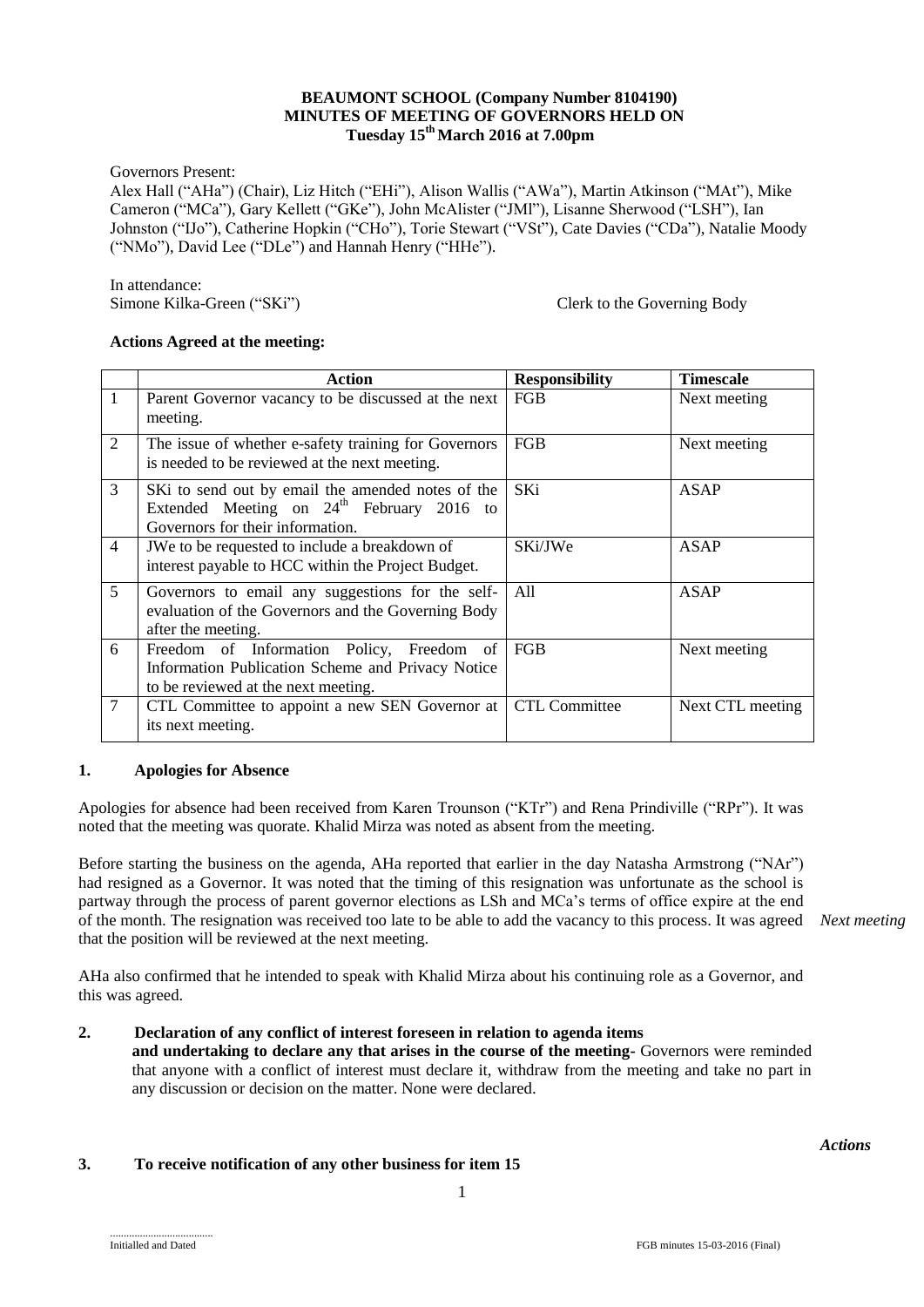**BEAUMONT SCHOOL (Company Number 8104190)**
**MINUTES OF MEETING OF GOVERNORS HELD ON**
**Tuesday 15th March 2016 at 7.00pm**

Governors Present:
Alex Hall ("AHa") (Chair), Liz Hitch ("EHi"), Alison Wallis ("AWa"), Martin Atkinson ("MAt"), Mike Cameron ("MCa"), Gary Kellett ("GKe"), John McAlister ("JMl"), Lisanne Sherwood ("LSH"), Ian Johnston ("IJo"), Catherine Hopkin ("CHo"), Torie Stewart ("VSt"), Cate Davies ("CDa"), Natalie Moody ("NMo"), David Lee ("DLe") and Hannah Henry ("HHe").

In attendance:
Simone Kilka-Green ("SKi") Clerk to the Governing Body

**Actions Agreed at the meeting:**

| | Action | Responsibility | Timescale |
|---|---|---|---|
| 1 | Parent Governor vacancy to be discussed at the next meeting. | FGB | Next meeting |
| 2 | The issue of whether e-safety training for Governors is needed to be reviewed at the next meeting. | FGB | Next meeting |
| 3 | SKi to send out by email the amended notes of the Extended Meeting on 24th February 2016 to Governors for their information. | SKi | ASAP |
| 4 | JWe to be requested to include a breakdown of interest payable to HCC within the Project Budget. | SKi/JWe | ASAP |
| 5 | Governors to email any suggestions for the self-evaluation of the Governors and the Governing Body after the meeting. | All | ASAP |
| 6 | Freedom of Information Policy, Freedom of Information Publication Scheme and Privacy Notice to be reviewed at the next meeting. | FGB | Next meeting |
| 7 | CTL Committee to appoint a new SEN Governor at its next meeting. | CTL Committee | Next CTL meeting |

## 1. Apologies for Absence

Apologies for absence had been received from Karen Trounson ("KTr") and Rena Prindiville ("RPr"). It was noted that the meeting was quorate. Khalid Mirza was noted as absent from the meeting.

Before starting the business on the agenda, AHa reported that earlier in the day Natasha Armstrong ("NAr") had resigned as a Governor. It was noted that the timing of this resignation was unfortunate as the school is partway through the process of parent governor elections as LSh and MCa's terms of office expire at the end of the month. The resignation was received too late to be able to add the vacancy to this process. It was agreed that the position will be reviewed at the next meeting. *Next meeting*

AHa also confirmed that he intended to speak with Khalid Mirza about his continuing role as a Governor, and this was agreed.

## 2. Declaration of any conflict of interest foreseen in relation to agenda items and undertaking to declare any that arises in the course of the meeting

Governors were reminded that anyone with a conflict of interest must declare it, withdraw from the meeting and take no part in any discussion or decision on the matter. None were declared.

*Actions*

## 3. To receive notification of any other business for item 15

Initialled and Dated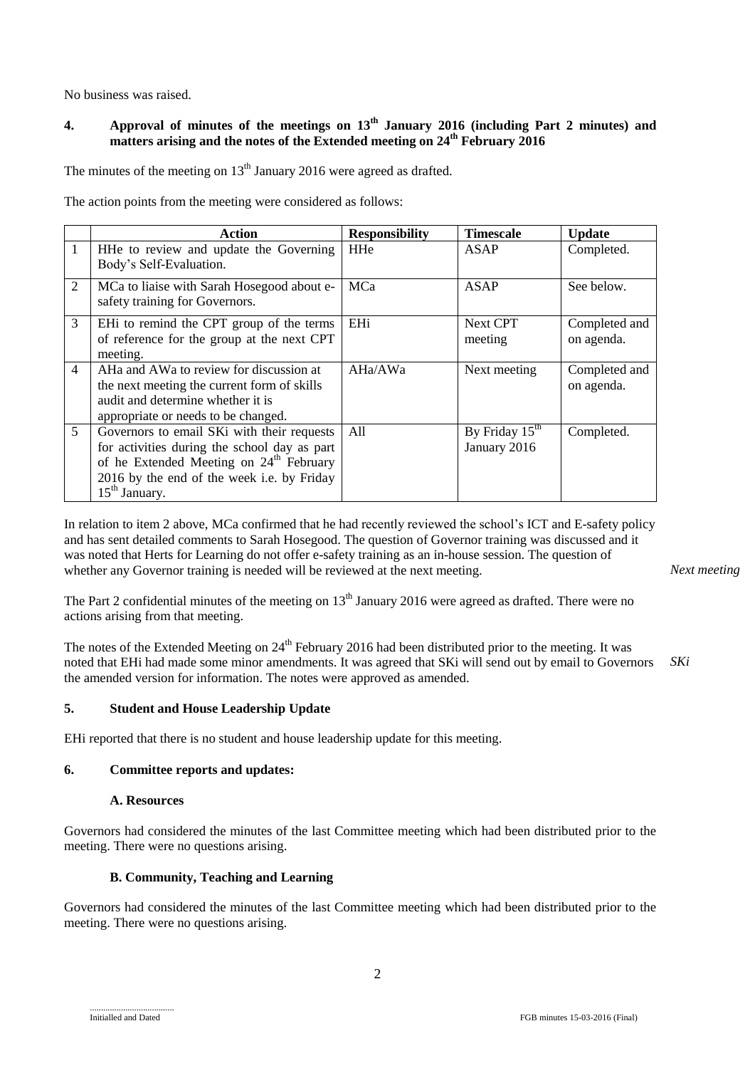No business was raised.

## 4. Approval of minutes of the meetings on 13th January 2016 (including Part 2 minutes) and matters arising and the notes of the Extended meeting on 24th February 2016

The minutes of the meeting on 13th January 2016 were agreed as drafted.

The action points from the meeting were considered as follows:

| | Action | Responsibility | Timescale | Update |
|---|---|---|---|---|
| 1 | HHe to review and update the Governing Body's Self-Evaluation. | HHe | ASAP | Completed. |
| 2 | MCa to liaise with Sarah Hosegood about e-safety training for Governors. | MCa | ASAP | See below. |
| 3 | EHi to remind the CPT group of the terms of reference for the group at the next CPT meeting. | EHi | Next CPT meeting | Completed and on agenda. |
| 4 | AHa and AWa to review for discussion at the next meeting the current form of skills audit and determine whether it is appropriate or needs to be changed. | AHa/AWa | Next meeting | Completed and on agenda. |
| 5 | Governors to email SKi with their requests for activities during the school day as part of he Extended Meeting on 24th February 2016 by the end of the week i.e. by Friday 15th January. | All | By Friday 15th January 2016 | Completed. |

In relation to item 2 above, MCa confirmed that he had recently reviewed the school's ICT and E-safety policy and has sent detailed comments to Sarah Hosegood. The question of Governor training was discussed and it was noted that Herts for Learning do not offer e-safety training as an in-house session. The question of whether any Governor training is needed will be reviewed at the next meeting. *Next meeting*

The Part 2 confidential minutes of the meeting on 13th January 2016 were agreed as drafted. There were no actions arising from that meeting.

The notes of the Extended Meeting on 24th February 2016 had been distributed prior to the meeting. It was noted that EHi had made some minor amendments. It was agreed that SKi will send out by email to Governors the amended version for information. The notes were approved as amended. *SKi*

## 5. Student and House Leadership Update

EHi reported that there is no student and house leadership update for this meeting.

## 6. Committee reports and updates:

### A. Resources

Governors had considered the minutes of the last Committee meeting which had been distributed prior to the meeting. There were no questions arising.

### B. Community, Teaching and Learning

Governors had considered the minutes of the last Committee meeting which had been distributed prior to the meeting. There were no questions arising.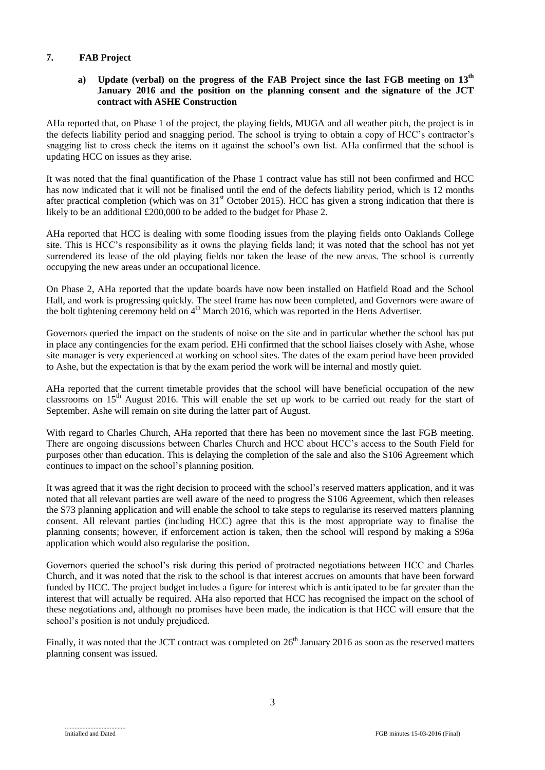## 7. FAB Project

### a) Update (verbal) on the progress of the FAB Project since the last FGB meeting on 13th January 2016 and the position on the planning consent and the signature of the JCT contract with ASHE Construction

AHa reported that, on Phase 1 of the project, the playing fields, MUGA and all weather pitch, the project is in the defects liability period and snagging period. The school is trying to obtain a copy of HCC's contractor's snagging list to cross check the items on it against the school's own list. AHa confirmed that the school is updating HCC on issues as they arise.

It was noted that the final quantification of the Phase 1 contract value has still not been confirmed and HCC has now indicated that it will not be finalised until the end of the defects liability period, which is 12 months after practical completion (which was on 31st October 2015). HCC has given a strong indication that there is likely to be an additional £200,000 to be added to the budget for Phase 2.

AHa reported that HCC is dealing with some flooding issues from the playing fields onto Oaklands College site. This is HCC's responsibility as it owns the playing fields land; it was noted that the school has not yet surrendered its lease of the old playing fields nor taken the lease of the new areas. The school is currently occupying the new areas under an occupational licence.

On Phase 2, AHa reported that the update boards have now been installed on Hatfield Road and the School Hall, and work is progressing quickly. The steel frame has now been completed, and Governors were aware of the bolt tightening ceremony held on 4th March 2016, which was reported in the Herts Advertiser.

Governors queried the impact on the students of noise on the site and in particular whether the school has put in place any contingencies for the exam period. EHi confirmed that the school liaises closely with Ashe, whose site manager is very experienced at working on school sites. The dates of the exam period have been provided to Ashe, but the expectation is that by the exam period the work will be internal and mostly quiet.

AHa reported that the current timetable provides that the school will have beneficial occupation of the new classrooms on 15th August 2016. This will enable the set up work to be carried out ready for the start of September. Ashe will remain on site during the latter part of August.

With regard to Charles Church, AHa reported that there has been no movement since the last FGB meeting. There are ongoing discussions between Charles Church and HCC about HCC's access to the South Field for purposes other than education. This is delaying the completion of the sale and also the S106 Agreement which continues to impact on the school's planning position.

It was agreed that it was the right decision to proceed with the school's reserved matters application, and it was noted that all relevant parties are well aware of the need to progress the S106 Agreement, which then releases the S73 planning application and will enable the school to take steps to regularise its reserved matters planning consent. All relevant parties (including HCC) agree that this is the most appropriate way to finalise the planning consents; however, if enforcement action is taken, then the school will respond by making a S96a application which would also regularise the position.

Governors queried the school's risk during this period of protracted negotiations between HCC and Charles Church, and it was noted that the risk to the school is that interest accrues on amounts that have been forward funded by HCC. The project budget includes a figure for interest which is anticipated to be far greater than the interest that will actually be required. AHa also reported that HCC has recognised the impact on the school of these negotiations and, although no promises have been made, the indication is that HCC will ensure that the school's position is not unduly prejudiced.

Finally, it was noted that the JCT contract was completed on 26th January 2016 as soon as the reserved matters planning consent was issued.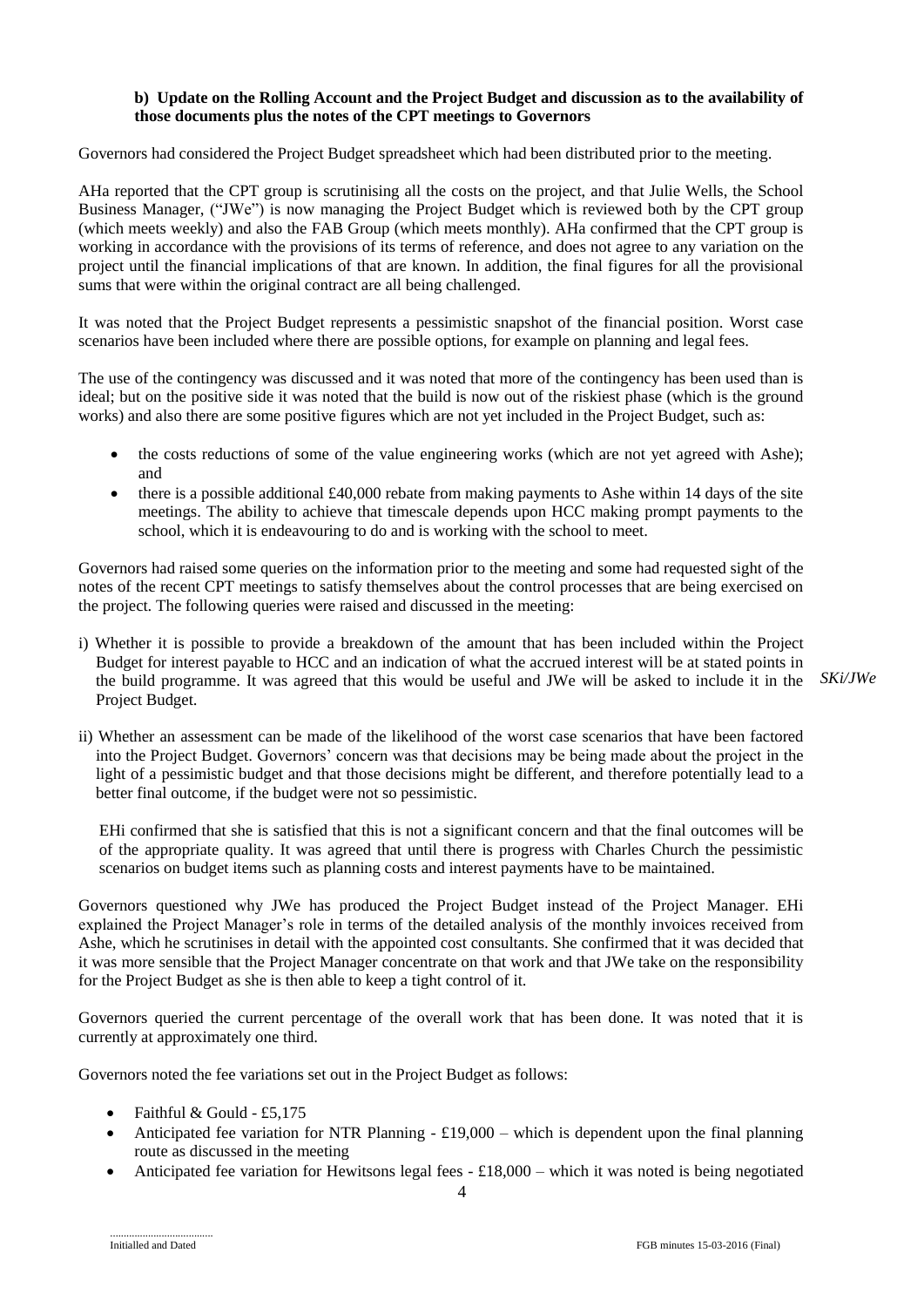**b) Update on the Rolling Account and the Project Budget and discussion as to the availability of those documents plus the notes of the CPT meetings to Governors**

Governors had considered the Project Budget spreadsheet which had been distributed prior to the meeting.

AHa reported that the CPT group is scrutinising all the costs on the project, and that Julie Wells, the School Business Manager, ("JWe") is now managing the Project Budget which is reviewed both by the CPT group (which meets weekly) and also the FAB Group (which meets monthly). AHa confirmed that the CPT group is working in accordance with the provisions of its terms of reference, and does not agree to any variation on the project until the financial implications of that are known. In addition, the final figures for all the provisional sums that were within the original contract are all being challenged.

It was noted that the Project Budget represents a pessimistic snapshot of the financial position. Worst case scenarios have been included where there are possible options, for example on planning and legal fees.

The use of the contingency was discussed and it was noted that more of the contingency has been used than is ideal; but on the positive side it was noted that the build is now out of the riskiest phase (which is the ground works) and also there are some positive figures which are not yet included in the Project Budget, such as:

- the costs reductions of some of the value engineering works (which are not yet agreed with Ashe); and
- there is a possible additional £40,000 rebate from making payments to Ashe within 14 days of the site meetings. The ability to achieve that timescale depends upon HCC making prompt payments to the school, which it is endeavouring to do and is working with the school to meet.

Governors had raised some queries on the information prior to the meeting and some had requested sight of the notes of the recent CPT meetings to satisfy themselves about the control processes that are being exercised on the project. The following queries were raised and discussed in the meeting:

i) Whether it is possible to provide a breakdown of the amount that has been included within the Project Budget for interest payable to HCC and an indication of what the accrued interest will be at stated points in the build programme. It was agreed that this would be useful and JWe will be asked to include it in the Project Budget. *SKi/JWe*

ii) Whether an assessment can be made of the likelihood of the worst case scenarios that have been factored into the Project Budget. Governors' concern was that decisions may be being made about the project in the light of a pessimistic budget and that those decisions might be different, and therefore potentially lead to a better final outcome, if the budget were not so pessimistic.

EHi confirmed that she is satisfied that this is not a significant concern and that the final outcomes will be of the appropriate quality. It was agreed that until there is progress with Charles Church the pessimistic scenarios on budget items such as planning costs and interest payments have to be maintained.

Governors questioned why JWe has produced the Project Budget instead of the Project Manager. EHi explained the Project Manager's role in terms of the detailed analysis of the monthly invoices received from Ashe, which he scrutinises in detail with the appointed cost consultants. She confirmed that it was decided that it was more sensible that the Project Manager concentrate on that work and that JWe take on the responsibility for the Project Budget as she is then able to keep a tight control of it.

Governors queried the current percentage of the overall work that has been done. It was noted that it is currently at approximately one third.

Governors noted the fee variations set out in the Project Budget as follows:

- Faithful & Gould - £5,175
- Anticipated fee variation for NTR Planning - £19,000 – which is dependent upon the final planning route as discussed in the meeting
- Anticipated fee variation for Hewitsons legal fees - £18,000 – which it was noted is being negotiated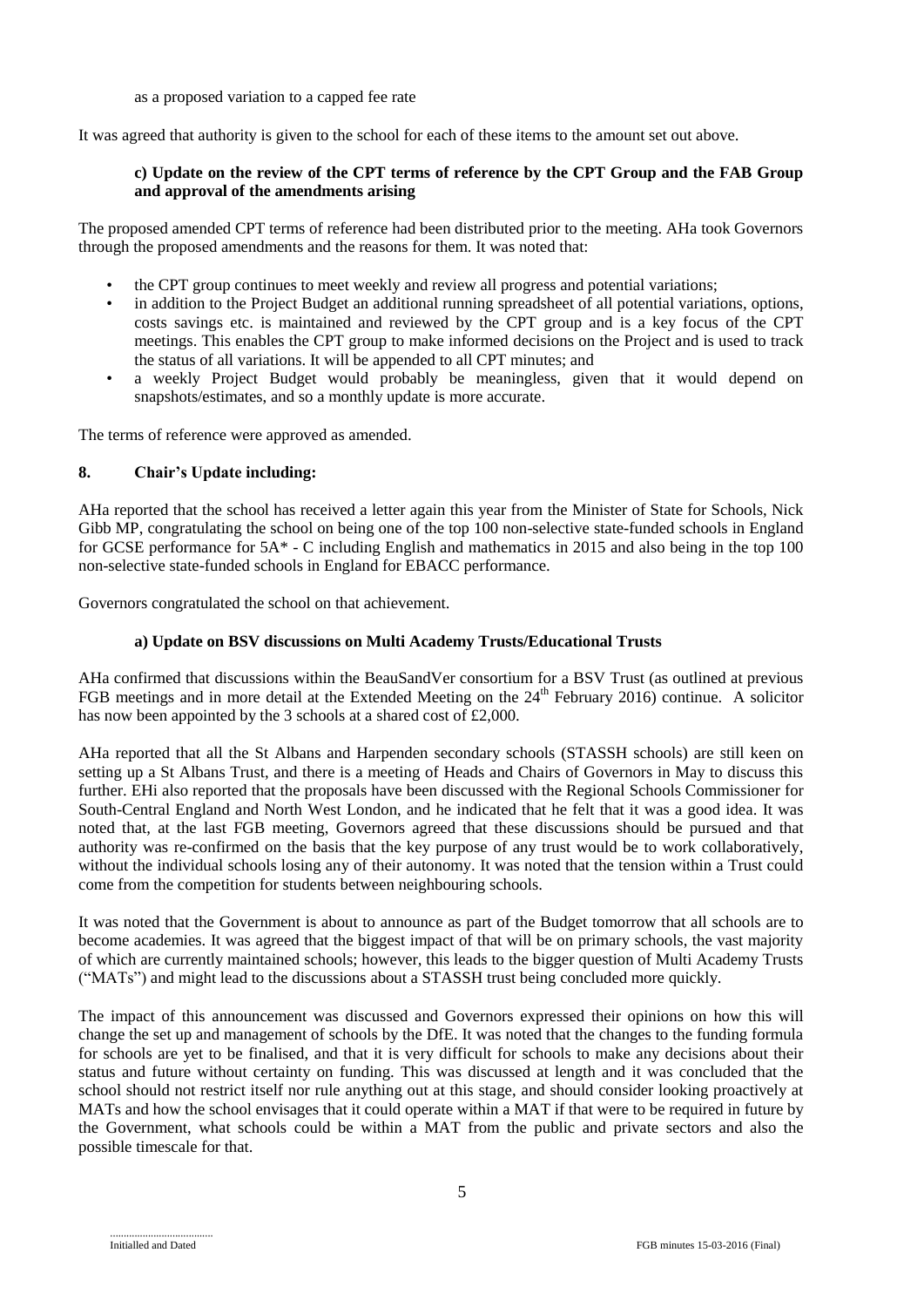as a proposed variation to a capped fee rate

It was agreed that authority is given to the school for each of these items to the amount set out above.

**c) Update on the review of the CPT terms of reference by the CPT Group and the FAB Group and approval of the amendments arising**

The proposed amended CPT terms of reference had been distributed prior to the meeting. AHa took Governors through the proposed amendments and the reasons for them. It was noted that:

- the CPT group continues to meet weekly and review all progress and potential variations;
- in addition to the Project Budget an additional running spreadsheet of all potential variations, options, costs savings etc. is maintained and reviewed by the CPT group and is a key focus of the CPT meetings. This enables the CPT group to make informed decisions on the Project and is used to track the status of all variations. It will be appended to all CPT minutes; and
- a weekly Project Budget would probably be meaningless, given that it would depend on snapshots/estimates, and so a monthly update is more accurate.

The terms of reference were approved as amended.

## 8. Chair's Update including:

AHa reported that the school has received a letter again this year from the Minister of State for Schools, Nick Gibb MP, congratulating the school on being one of the top 100 non-selective state-funded schools in England for GCSE performance for 5A* - C including English and mathematics in 2015 and also being in the top 100 non-selective state-funded schools in England for EBACC performance.

Governors congratulated the school on that achievement.

**a) Update on BSV discussions on Multi Academy Trusts/Educational Trusts**

AHa confirmed that discussions within the BeauSandVer consortium for a BSV Trust (as outlined at previous FGB meetings and in more detail at the Extended Meeting on the 24th February 2016) continue. A solicitor has now been appointed by the 3 schools at a shared cost of £2,000.

AHa reported that all the St Albans and Harpenden secondary schools (STASSH schools) are still keen on setting up a St Albans Trust, and there is a meeting of Heads and Chairs of Governors in May to discuss this further. EHi also reported that the proposals have been discussed with the Regional Schools Commissioner for South-Central England and North West London, and he indicated that he felt that it was a good idea. It was noted that, at the last FGB meeting, Governors agreed that these discussions should be pursued and that authority was re-confirmed on the basis that the key purpose of any trust would be to work collaboratively, without the individual schools losing any of their autonomy. It was noted that the tension within a Trust could come from the competition for students between neighbouring schools.

It was noted that the Government is about to announce as part of the Budget tomorrow that all schools are to become academies. It was agreed that the biggest impact of that will be on primary schools, the vast majority of which are currently maintained schools; however, this leads to the bigger question of Multi Academy Trusts ("MATs") and might lead to the discussions about a STASSH trust being concluded more quickly.

The impact of this announcement was discussed and Governors expressed their opinions on how this will change the set up and management of schools by the DfE. It was noted that the changes to the funding formula for schools are yet to be finalised, and that it is very difficult for schools to make any decisions about their status and future without certainty on funding. This was discussed at length and it was concluded that the school should not restrict itself nor rule anything out at this stage, and should consider looking proactively at MATs and how the school envisages that it could operate within a MAT if that were to be required in future by the Government, what schools could be within a MAT from the public and private sectors and also the possible timescale for that.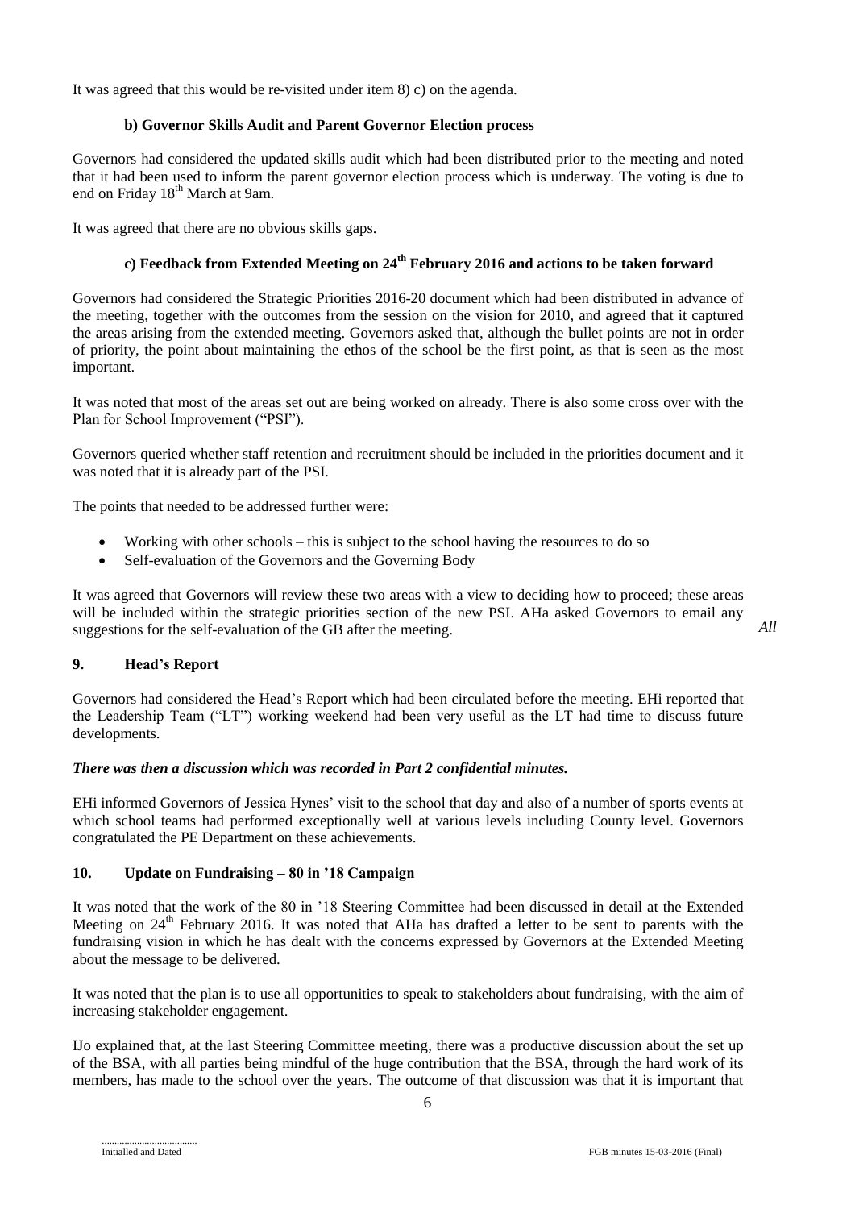It was agreed that this would be re-visited under item 8) c) on the agenda.

### b) Governor Skills Audit and Parent Governor Election process

Governors had considered the updated skills audit which had been distributed prior to the meeting and noted that it had been used to inform the parent governor election process which is underway. The voting is due to end on Friday 18th March at 9am.

It was agreed that there are no obvious skills gaps.

### c) Feedback from Extended Meeting on 24th February 2016 and actions to be taken forward

Governors had considered the Strategic Priorities 2016-20 document which had been distributed in advance of the meeting, together with the outcomes from the session on the vision for 2010, and agreed that it captured the areas arising from the extended meeting. Governors asked that, although the bullet points are not in order of priority, the point about maintaining the ethos of the school be the first point, as that is seen as the most important.

It was noted that most of the areas set out are being worked on already. There is also some cross over with the Plan for School Improvement ("PSI").

Governors queried whether staff retention and recruitment should be included in the priorities document and it was noted that it is already part of the PSI.

The points that needed to be addressed further were:

- Working with other schools – this is subject to the school having the resources to do so
- Self-evaluation of the Governors and the Governing Body

It was agreed that Governors will review these two areas with a view to deciding how to proceed; these areas will be included within the strategic priorities section of the new PSI. AHa asked Governors to email any suggestions for the self-evaluation of the GB after the meeting. *All*

## 9. Head's Report

Governors had considered the Head's Report which had been circulated before the meeting. EHi reported that the Leadership Team ("LT") working weekend had been very useful as the LT had time to discuss future developments.

***There was then a discussion which was recorded in Part 2 confidential minutes.***

EHi informed Governors of Jessica Hynes' visit to the school that day and also of a number of sports events at which school teams had performed exceptionally well at various levels including County level. Governors congratulated the PE Department on these achievements.

## 10. Update on Fundraising – 80 in '18 Campaign

It was noted that the work of the 80 in '18 Steering Committee had been discussed in detail at the Extended Meeting on 24th February 2016. It was noted that AHa has drafted a letter to be sent to parents with the fundraising vision in which he has dealt with the concerns expressed by Governors at the Extended Meeting about the message to be delivered.

It was noted that the plan is to use all opportunities to speak to stakeholders about fundraising, with the aim of increasing stakeholder engagement.

IJo explained that, at the last Steering Committee meeting, there was a productive discussion about the set up of the BSA, with all parties being mindful of the huge contribution that the BSA, through the hard work of its members, has made to the school over the years. The outcome of that discussion was that it is important that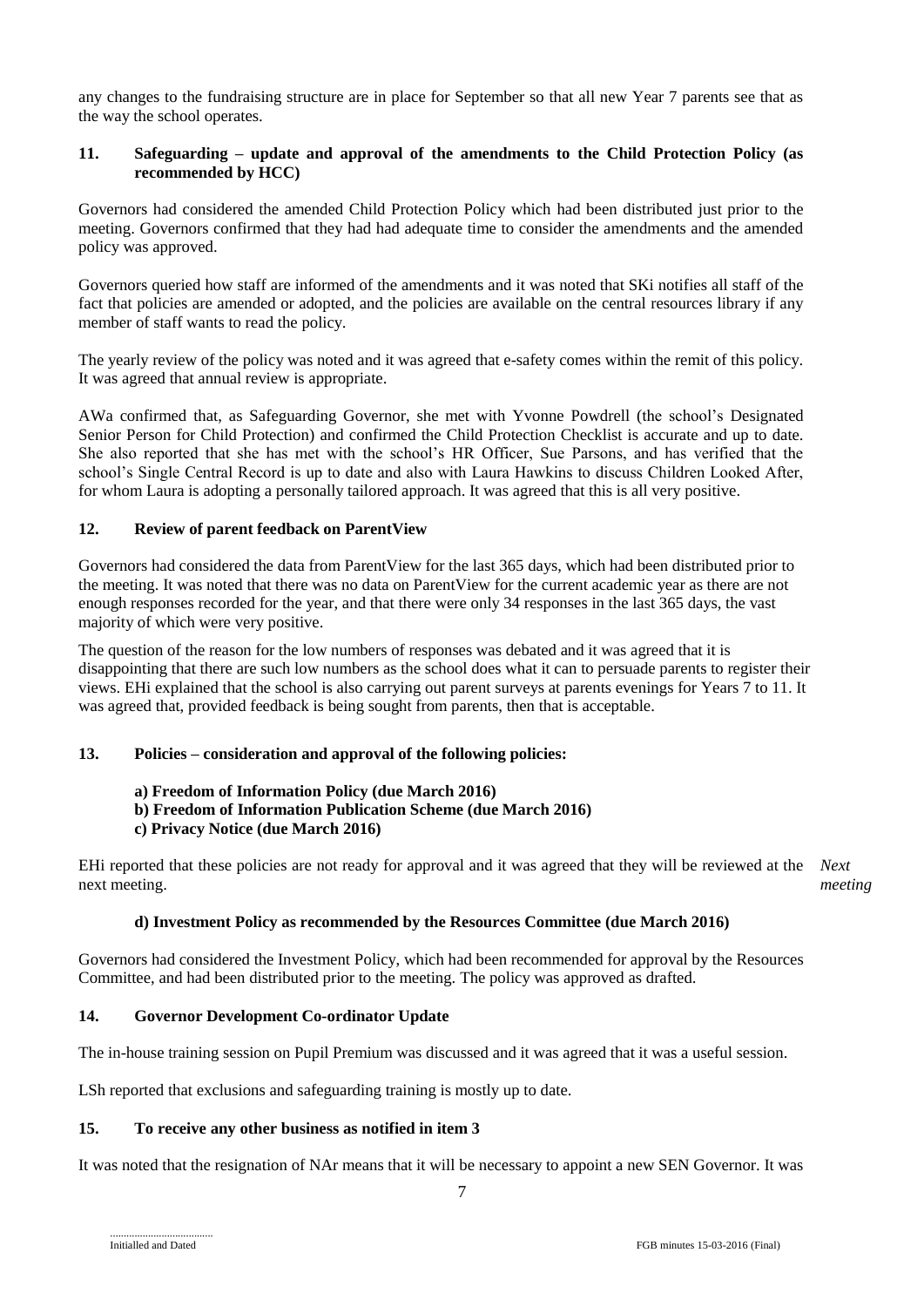any changes to the fundraising structure are in place for September so that all new Year 7 parents see that as the way the school operates.

## 11. Safeguarding – update and approval of the amendments to the Child Protection Policy (as recommended by HCC)

Governors had considered the amended Child Protection Policy which had been distributed just prior to the meeting. Governors confirmed that they had had adequate time to consider the amendments and the amended policy was approved.

Governors queried how staff are informed of the amendments and it was noted that SKi notifies all staff of the fact that policies are amended or adopted, and the policies are available on the central resources library if any member of staff wants to read the policy.

The yearly review of the policy was noted and it was agreed that e-safety comes within the remit of this policy. It was agreed that annual review is appropriate.

AWa confirmed that, as Safeguarding Governor, she met with Yvonne Powdrell (the school's Designated Senior Person for Child Protection) and confirmed the Child Protection Checklist is accurate and up to date. She also reported that she has met with the school's HR Officer, Sue Parsons, and has verified that the school's Single Central Record is up to date and also with Laura Hawkins to discuss Children Looked After, for whom Laura is adopting a personally tailored approach. It was agreed that this is all very positive.

## 12. Review of parent feedback on ParentView

Governors had considered the data from ParentView for the last 365 days, which had been distributed prior to the meeting. It was noted that there was no data on ParentView for the current academic year as there are not enough responses recorded for the year, and that there were only 34 responses in the last 365 days, the vast majority of which were very positive.

The question of the reason for the low numbers of responses was debated and it was agreed that it is disappointing that there are such low numbers as the school does what it can to persuade parents to register their views. EHi explained that the school is also carrying out parent surveys at parents evenings for Years 7 to 11. It was agreed that, provided feedback is being sought from parents, then that is acceptable.

## 13. Policies – consideration and approval of the following policies:

**a) Freedom of Information Policy (due March 2016)**
**b) Freedom of Information Publication Scheme (due March 2016)**
**c) Privacy Notice (due March 2016)**

EHi reported that these policies are not ready for approval and it was agreed that they will be reviewed at the next meeting. *Next meeting*

**d) Investment Policy as recommended by the Resources Committee (due March 2016)**

Governors had considered the Investment Policy, which had been recommended for approval by the Resources Committee, and had been distributed prior to the meeting. The policy was approved as drafted.

## 14. Governor Development Co-ordinator Update

The in-house training session on Pupil Premium was discussed and it was agreed that it was a useful session.

LSh reported that exclusions and safeguarding training is mostly up to date.

## 15. To receive any other business as notified in item 3

It was noted that the resignation of NAr means that it will be necessary to appoint a new SEN Governor. It was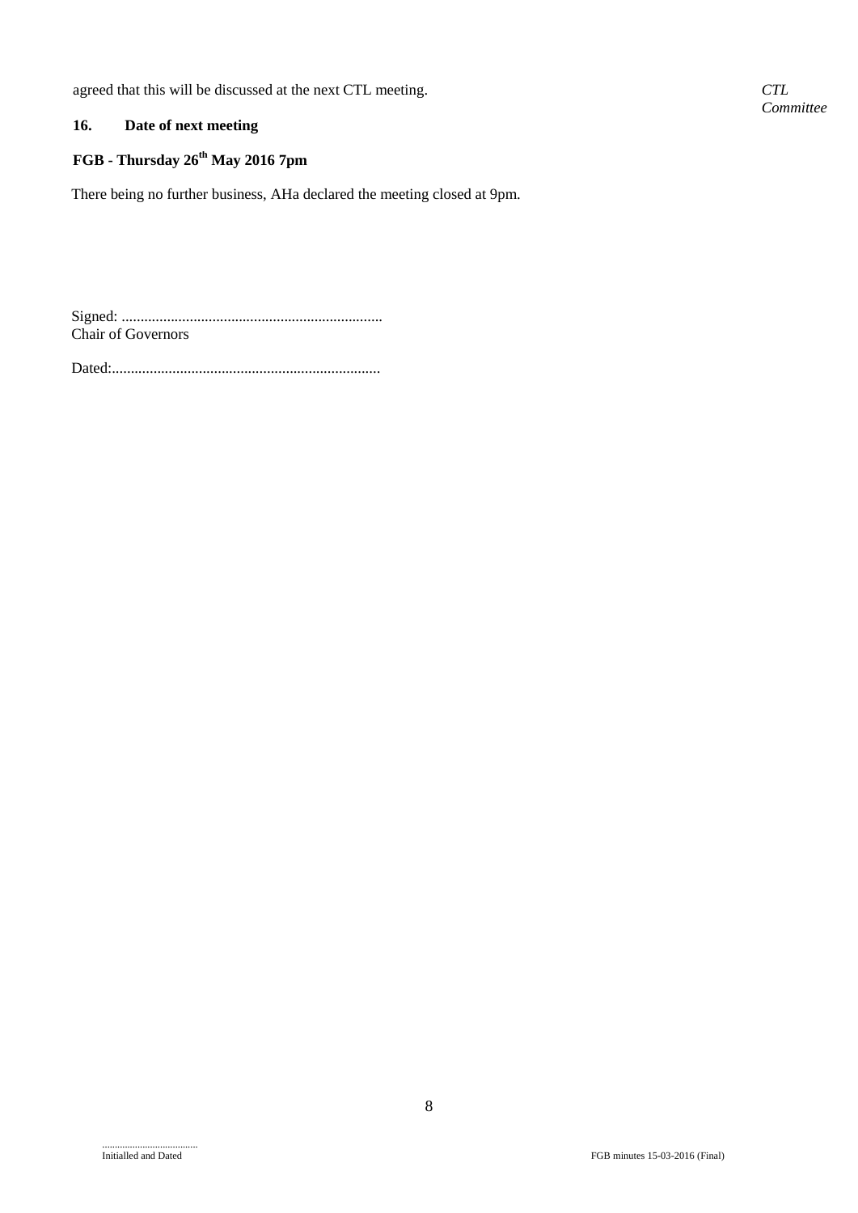agreed that this will be discussed at the next CTL meeting. *CTL Committee*

**16. Date of next meeting**

**FGB - Thursday 26th May 2016 7pm**

There being no further business, AHa declared the meeting closed at 9pm.

Signed: .....................................................................
Chair of Governors

Dated:.......................................................................